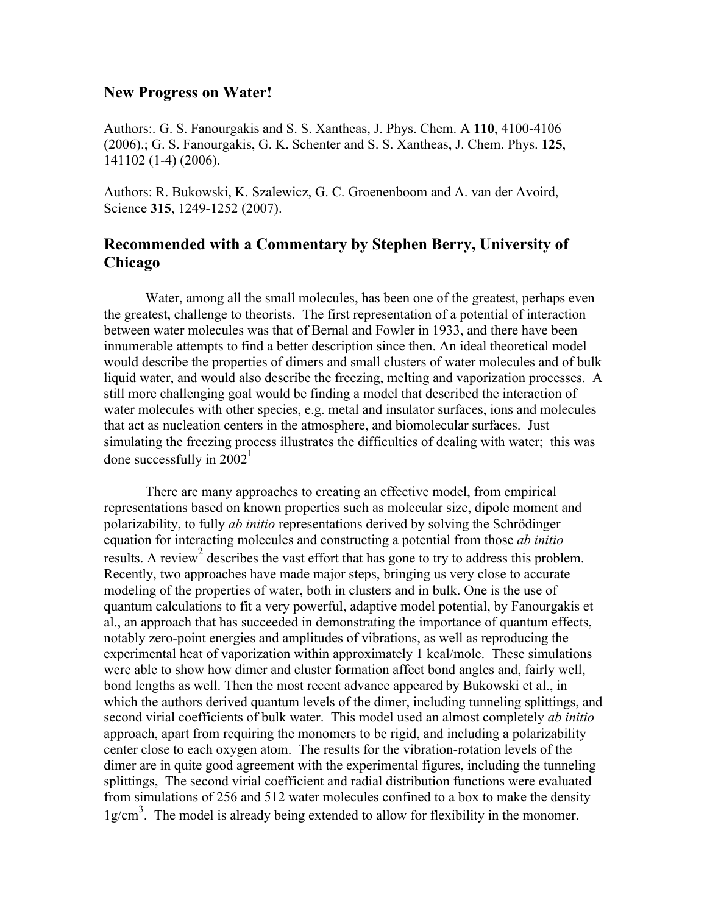## New Progress on Water!

Authors:. G. S. Fanourgakis and S. S. Xantheas, J. Phys. Chem. A **110**, 4100-4106 (2006).; G. S. Fanourgakis, G. K. Schenter and S. S. Xantheas, J. Chem. Phys. **125**, 141102 (1-4) (2006).

Authors: R. Bukowski, K. Szalewicz, G. C. Groenenboom and A. van der Avoird, Science **315**, 1249-1252 (2007).

## Recommended with a Commentary by Stephen Berry, University of Chicago

Water, among all the small molecules, has been one of the greatest, perhaps even the greatest, challenge to theorists. The first representation of a potential of interaction between water molecules was that of Bernal and Fowler in 1933, and there have been innumerable attempts to find a better description since then. An ideal theoretical model would describe the properties of dimers and small clusters of water molecules and of bulk liquid water, and would also describe the freezing, melting and vaporization processes. A still more challenging goal would be finding a model that described the interaction of water molecules with other species, e.g. metal and insulator surfaces, ions and molecules that act as nucleation centers in the atmosphere, and biomolecular surfaces. Just simulating the freezing process illustrates the difficulties of dealing with water; this was done successfully in 2002[1]

There are many approaches to creating an effective model, from empirical representations based on known properties such as molecular size, dipole moment and polarizability, to fully *ab initio* representations derived by solving the Schrödinger equation for interacting molecules and constructing a potential from those *ab initio* results. A review[2] describes the vast effort that has gone to try to address this problem. Recently, two approaches have made major steps, bringing us very close to accurate modeling of the properties of water, both in clusters and in bulk. One is the use of quantum calculations to fit a very powerful, adaptive model potential, by Fanourgakis et al., an approach that has succeeded in demonstrating the importance of quantum effects, notably zero-point energies and amplitudes of vibrations, as well as reproducing the experimental heat of vaporization within approximately 1 kcal/mole. These simulations were able to show how dimer and cluster formation affect bond angles and, fairly well, bond lengths as well. Then the most recent advance appeared by Bukowski et al., in which the authors derived quantum levels of the dimer, including tunneling splittings, and second virial coefficients of bulk water. This model used an almost completely *ab initio* approach, apart from requiring the monomers to be rigid, and including a polarizability center close to each oxygen atom. The results for the vibration-rotation levels of the dimer are in quite good agreement with the experimental figures, including the tunneling splittings, The second virial coefficient and radial distribution functions were evaluated from simulations of 256 and 512 water molecules confined to a box to make the density $1 g/cm^3$. The model is already being extended to allow for flexibility in the monomer.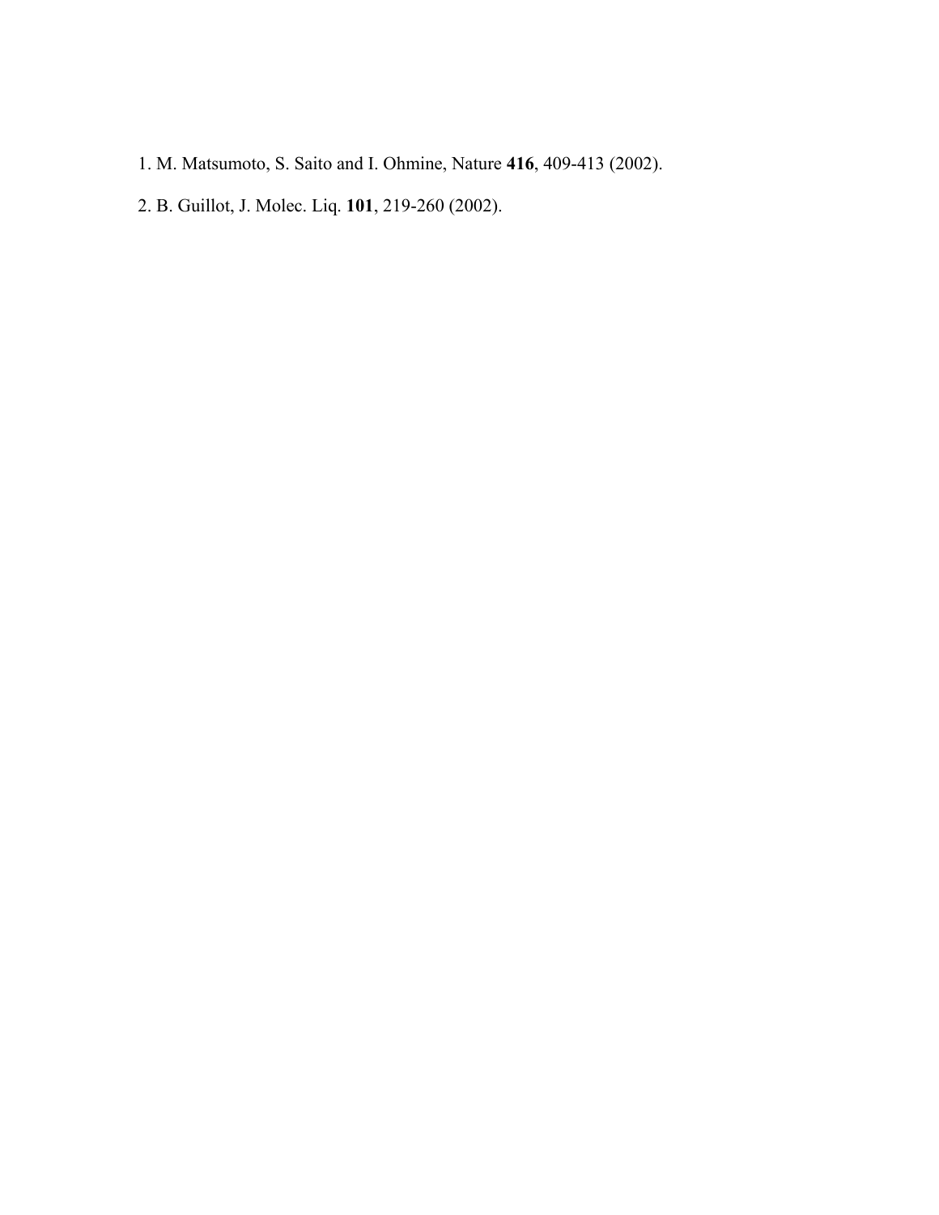1. M. Matsumoto, S. Saito and I. Ohmine, Nature **416**, 409-413 (2002).

2. B. Guillot, J. Molec. Liq. **101**, 219-260 (2002).